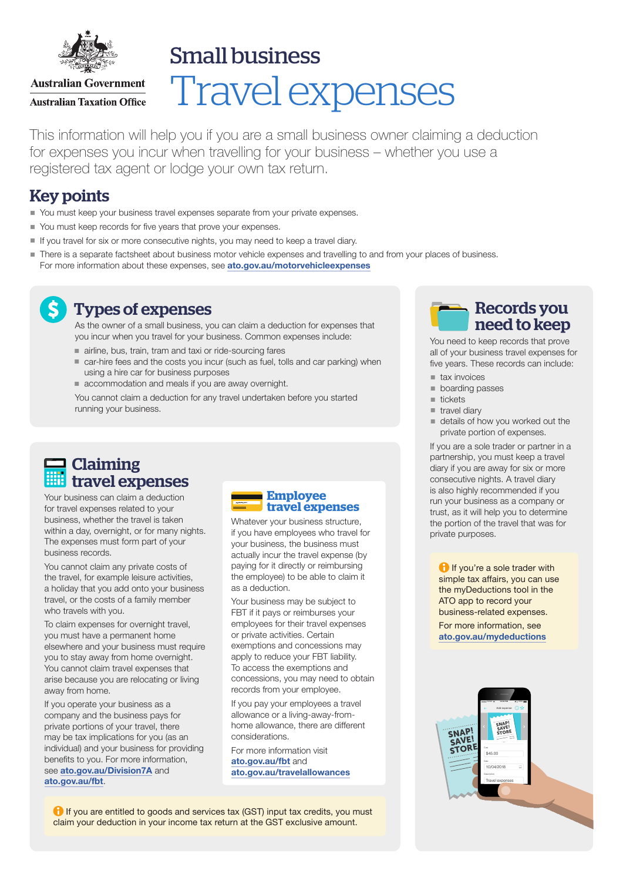Australian Government

Australian Taxation Office

# Small business
# Travel expenses

This information will help you if you are a small business owner claiming a deduction for expenses you incur when travelling for your business – whether you use a registered tax agent or lodge your own tax return.

## Key points

- You must keep your business travel expenses separate from your private expenses.
- You must keep records for five years that prove your expenses.
- If you travel for six or more consecutive nights, you may need to keep a travel diary.
- There is a separate factsheet about business motor vehicle expenses and travelling to and from your places of business. For more information about these expenses, see **ato.gov.au/motorvehicleexpenses**

## Types of expenses

As the owner of a small business, you can claim a deduction for expenses that you incur when you travel for your business. Common expenses include:

- airline, bus, train, tram and taxi or ride-sourcing fares
- car-hire fees and the costs you incur (such as fuel, tolls and car parking) when using a hire car for business purposes
- accommodation and meals if you are away overnight.

You cannot claim a deduction for any travel undertaken before you started running your business.

## Claiming travel expenses

Your business can claim a deduction for travel expenses related to your business, whether the travel is taken within a day, overnight, or for many nights. The expenses must form part of your business records.

You cannot claim any private costs of the travel, for example leisure activities, a holiday that you add onto your business travel, or the costs of a family member who travels with you.

To claim expenses for overnight travel, you must have a permanent home elsewhere and your business must require you to stay away from home overnight. You cannot claim travel expenses that arise because you are relocating or living away from home.

If you operate your business as a company and the business pays for private portions of your travel, there may be tax implications for you (as an individual) and your business for providing benefits to you. For more information, see **ato.gov.au/Division7A** and **ato.gov.au/fbt**.

### Employee travel expenses

Whatever your business structure, if you have employees who travel for your business, the business must actually incur the travel expense (by paying for it directly or reimbursing the employee) to be able to claim it as a deduction.

Your business may be subject to FBT if it pays or reimburses your employees for their travel expenses or private activities. Certain exemptions and concessions may apply to reduce your FBT liability. To access the exemptions and concessions, you may need to obtain records from your employee.

If you pay your employees a travel allowance or a living-away-from-home allowance, there are different considerations.

For more information visit **ato.gov.au/fbt** and **ato.gov.au/travelallowances**

If you are entitled to goods and services tax (GST) input tax credits, you must claim your deduction in your income tax return at the GST exclusive amount.

## Records you need to keep

You need to keep records that prove all of your business travel expenses for five years. These records can include:

- tax invoices
- boarding passes
- tickets
- travel diary
- details of how you worked out the private portion of expenses.

If you are a sole trader or partner in a partnership, you must keep a travel diary if you are away for six or more consecutive nights. A travel diary is also highly recommended if you run your business as a company or trust, as it will help you to determine the portion of the travel that was for private purposes.

If you're a sole trader with simple tax affairs, you can use the myDeductions tool in the ATO app to record your business-related expenses.

For more information, see **ato.gov.au/mydeductions**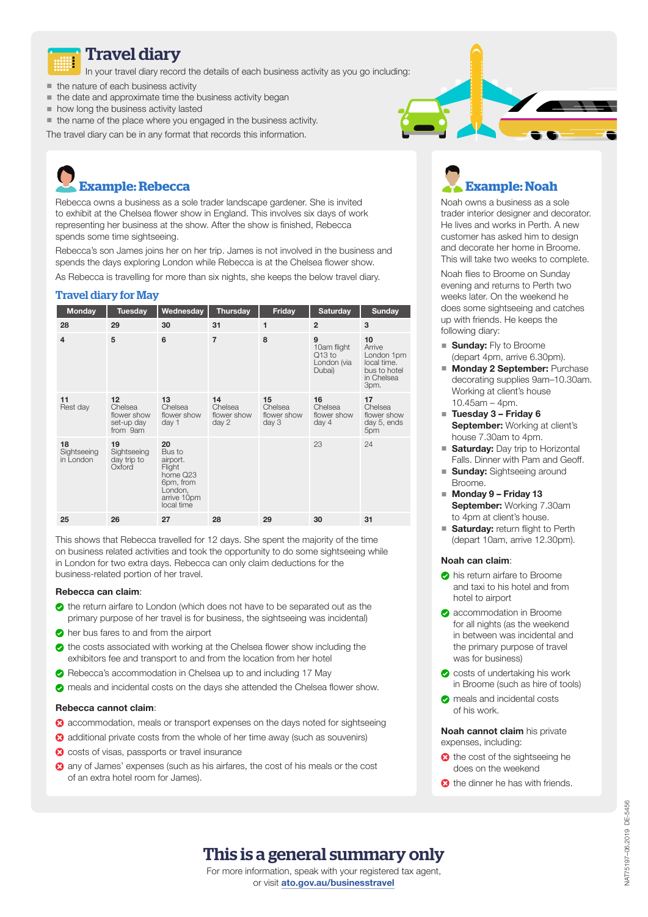# Travel diary

In your travel diary record the details of each business activity as you go including:

- the nature of each business activity
- the date and approximate time the business activity began
- how long the business activity lasted
- the name of the place where you engaged in the business activity.

The travel diary can be in any format that records this information.

## Example: Rebecca

Rebecca owns a business as a sole trader landscape gardener. She is invited to exhibit at the Chelsea flower show in England. This involves six days of work representing her business at the show. After the show is finished, Rebecca spends some time sightseeing.

Rebecca's son James joins her on her trip. James is not involved in the business and spends the days exploring London while Rebecca is at the Chelsea flower show.

As Rebecca is travelling for more than six nights, she keeps the below travel diary.

### Travel diary for May

| Monday | Tuesday | Wednesday | Thursday | Friday | Saturday | Sunday |
|---|---|---|---|---|---|---|
| 28 | 29 | 30 | 31 | 1 | 2 | 3 |
| 4 | 5 | 6 | 7 | 8 | 9 10am flight Q13 to London (via Dubai) | 10 Arrive London 1pm local time. bus to hotel in Chelsea 3pm. |
| 11 Rest day | 12 Chelsea flower show set-up day from 9am | 13 Chelsea flower show day 1 | 14 Chelsea flower show day 2 | 15 Chelsea flower show day 3 | 16 Chelsea flower show day 4 | 17 Chelsea flower show day 5, ends 5pm |
| 18 Sightseeing in London | 19 Sightseeing day trip to Oxford | 20 Bus to airport. Flight home Q23 6pm, from London, arrive 10pm local time | | | 23 | 24 |
| 25 | 26 | 27 | 28 | 29 | 30 | 31 |

This shows that Rebecca travelled for 12 days. She spent the majority of the time on business related activities and took the opportunity to do some sightseeing while in London for two extra days. Rebecca can only claim deductions for the business-related portion of her travel.

**Rebecca can claim**:

- the return airfare to London (which does not have to be separated out as the primary purpose of her travel is for business, the sightseeing was incidental)
- her bus fares to and from the airport
- the costs associated with working at the Chelsea flower show including the exhibitors fee and transport to and from the location from her hotel
- Rebecca's accommodation in Chelsea up to and including 17 May
- meals and incidental costs on the days she attended the Chelsea flower show.

**Rebecca cannot claim**:

- accommodation, meals or transport expenses on the days noted for sightseeing
- additional private costs from the whole of her time away (such as souvenirs)
- costs of visas, passports or travel insurance
- any of James' expenses (such as his airfares, the cost of his meals or the cost of an extra hotel room for James).

## Example: Noah

Noah owns a business as a sole trader interior designer and decorator. He lives and works in Perth. A new customer has asked him to design and decorate her home in Broome. This will take two weeks to complete.

Noah flies to Broome on Sunday evening and returns to Perth two weeks later. On the weekend he does some sightseeing and catches up with friends. He keeps the following diary:

- **Sunday:** Fly to Broome (depart 4pm, arrive 6.30pm).
- **Monday 2 September:** Purchase decorating supplies 9am–10.30am. Working at client's house 10.45am – 4pm.
- **Tuesday 3 – Friday 6 September:** Working at client's house 7.30am to 4pm.
- **Saturday:** Day trip to Horizontal Falls. Dinner with Pam and Geoff.
- **Sunday:** Sightseeing around Broome.
- **Monday 9 – Friday 13 September:** Working 7.30am to 4pm at client's house.
- **Saturday:** return flight to Perth (depart 10am, arrive 12.30pm).

**Noah can claim**:

- his return airfare to Broome and taxi to his hotel and from hotel to airport
- accommodation in Broome for all nights (as the weekend in between was incidental and the primary purpose of travel was for business)
- costs of undertaking his work in Broome (such as hire of tools)
- meals and incidental costs of his work.

**Noah cannot claim** his private expenses, including:

- the cost of the sightseeing he does on the weekend
- the dinner he has with friends.

# This is a general summary only

For more information, speak with your registered tax agent, or visit **ato.gov.au/businesstravel**

NAT75197-06.2019 DE-5456